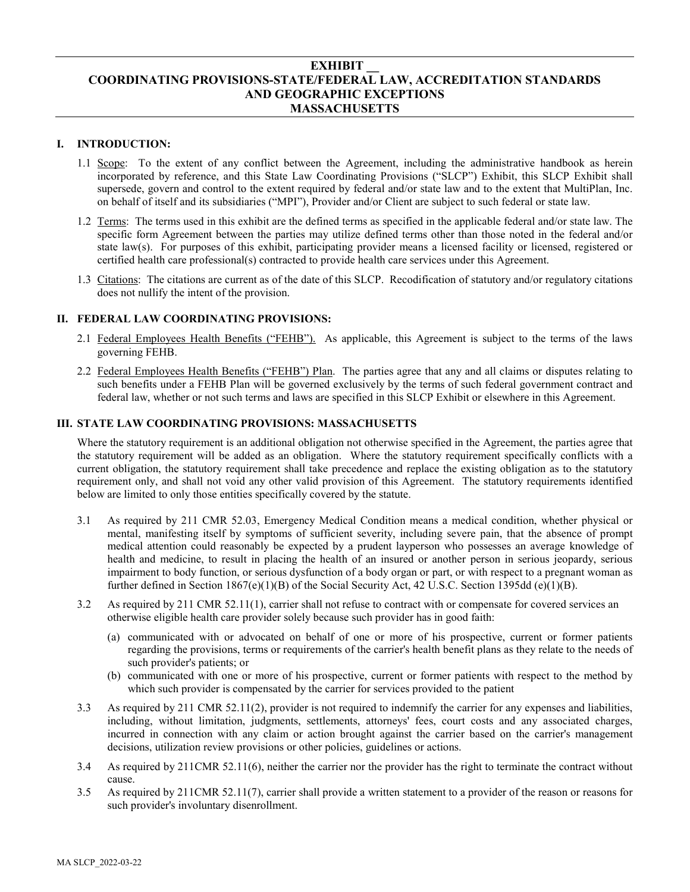# EXHIBIT __
# COORDINATING PROVISIONS-STATE/FEDERAL LAW, ACCREDITATION STANDARDS AND GEOGRAPHIC EXCEPTIONS
# MASSACHUSETTS

## I. INTRODUCTION:

1.1 Scope: To the extent of any conflict between the Agreement, including the administrative handbook as herein incorporated by reference, and this State Law Coordinating Provisions ("SLCP") Exhibit, this SLCP Exhibit shall supersede, govern and control to the extent required by federal and/or state law and to the extent that MultiPlan, Inc. on behalf of itself and its subsidiaries ("MPI"), Provider and/or Client are subject to such federal or state law.

1.2 Terms: The terms used in this exhibit are the defined terms as specified in the applicable federal and/or state law. The specific form Agreement between the parties may utilize defined terms other than those noted in the federal and/or state law(s). For purposes of this exhibit, participating provider means a licensed facility or licensed, registered or certified health care professional(s) contracted to provide health care services under this Agreement.

1.3 Citations: The citations are current as of the date of this SLCP. Recodification of statutory and/or regulatory citations does not nullify the intent of the provision.

## II. FEDERAL LAW COORDINATING PROVISIONS:

2.1 Federal Employees Health Benefits ("FEHB"). As applicable, this Agreement is subject to the terms of the laws governing FEHB.

2.2 Federal Employees Health Benefits ("FEHB") Plan. The parties agree that any and all claims or disputes relating to such benefits under a FEHB Plan will be governed exclusively by the terms of such federal government contract and federal law, whether or not such terms and laws are specified in this SLCP Exhibit or elsewhere in this Agreement.

## III. STATE LAW COORDINATING PROVISIONS: MASSACHUSETTS

Where the statutory requirement is an additional obligation not otherwise specified in the Agreement, the parties agree that the statutory requirement will be added as an obligation. Where the statutory requirement specifically conflicts with a current obligation, the statutory requirement shall take precedence and replace the existing obligation as to the statutory requirement only, and shall not void any other valid provision of this Agreement. The statutory requirements identified below are limited to only those entities specifically covered by the statute.

3.1 As required by 211 CMR 52.03, Emergency Medical Condition means a medical condition, whether physical or mental, manifesting itself by symptoms of sufficient severity, including severe pain, that the absence of prompt medical attention could reasonably be expected by a prudent layperson who possesses an average knowledge of health and medicine, to result in placing the health of an insured or another person in serious jeopardy, serious impairment to body function, or serious dysfunction of a body organ or part, or with respect to a pregnant woman as further defined in Section 1867(e)(1)(B) of the Social Security Act, 42 U.S.C. Section 1395dd (e)(1)(B).

3.2 As required by 211 CMR 52.11(1), carrier shall not refuse to contract with or compensate for covered services an otherwise eligible health care provider solely because such provider has in good faith:

(a) communicated with or advocated on behalf of one or more of his prospective, current or former patients regarding the provisions, terms or requirements of the carrier's health benefit plans as they relate to the needs of such provider's patients; or

(b) communicated with one or more of his prospective, current or former patients with respect to the method by which such provider is compensated by the carrier for services provided to the patient

3.3 As required by 211 CMR 52.11(2), provider is not required to indemnify the carrier for any expenses and liabilities, including, without limitation, judgments, settlements, attorneys' fees, court costs and any associated charges, incurred in connection with any claim or action brought against the carrier based on the carrier's management decisions, utilization review provisions or other policies, guidelines or actions.

3.4 As required by 211CMR 52.11(6), neither the carrier nor the provider has the right to terminate the contract without cause.

3.5 As required by 211CMR 52.11(7), carrier shall provide a written statement to a provider of the reason or reasons for such provider's involuntary disenrollment.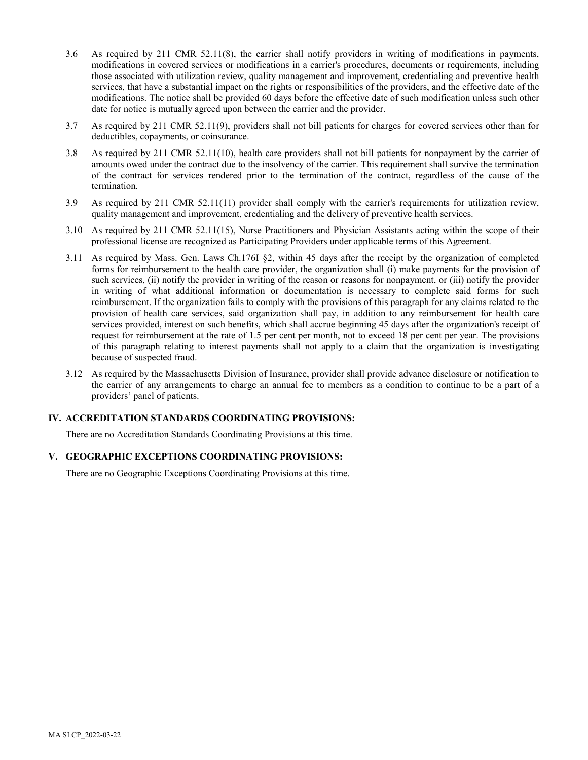3.6 As required by 211 CMR 52.11(8), the carrier shall notify providers in writing of modifications in payments, modifications in covered services or modifications in a carrier's procedures, documents or requirements, including those associated with utilization review, quality management and improvement, credentialing and preventive health services, that have a substantial impact on the rights or responsibilities of the providers, and the effective date of the modifications. The notice shall be provided 60 days before the effective date of such modification unless such other date for notice is mutually agreed upon between the carrier and the provider.

3.7 As required by 211 CMR 52.11(9), providers shall not bill patients for charges for covered services other than for deductibles, copayments, or coinsurance.

3.8 As required by 211 CMR 52.11(10), health care providers shall not bill patients for nonpayment by the carrier of amounts owed under the contract due to the insolvency of the carrier. This requirement shall survive the termination of the contract for services rendered prior to the termination of the contract, regardless of the cause of the termination.

3.9 As required by 211 CMR 52.11(11) provider shall comply with the carrier's requirements for utilization review, quality management and improvement, credentialing and the delivery of preventive health services.

3.10 As required by 211 CMR 52.11(15), Nurse Practitioners and Physician Assistants acting within the scope of their professional license are recognized as Participating Providers under applicable terms of this Agreement.

3.11 As required by Mass. Gen. Laws Ch.176I §2, within 45 days after the receipt by the organization of completed forms for reimbursement to the health care provider, the organization shall (i) make payments for the provision of such services, (ii) notify the provider in writing of the reason or reasons for nonpayment, or (iii) notify the provider in writing of what additional information or documentation is necessary to complete said forms for such reimbursement. If the organization fails to comply with the provisions of this paragraph for any claims related to the provision of health care services, said organization shall pay, in addition to any reimbursement for health care services provided, interest on such benefits, which shall accrue beginning 45 days after the organization's receipt of request for reimbursement at the rate of 1.5 per cent per month, not to exceed 18 per cent per year. The provisions of this paragraph relating to interest payments shall not apply to a claim that the organization is investigating because of suspected fraud.

3.12 As required by the Massachusetts Division of Insurance, provider shall provide advance disclosure or notification to the carrier of any arrangements to charge an annual fee to members as a condition to continue to be a part of a providers' panel of patients.

## IV. ACCREDITATION STANDARDS COORDINATING PROVISIONS:

There are no Accreditation Standards Coordinating Provisions at this time.

## V. GEOGRAPHIC EXCEPTIONS COORDINATING PROVISIONS:

There are no Geographic Exceptions Coordinating Provisions at this time.